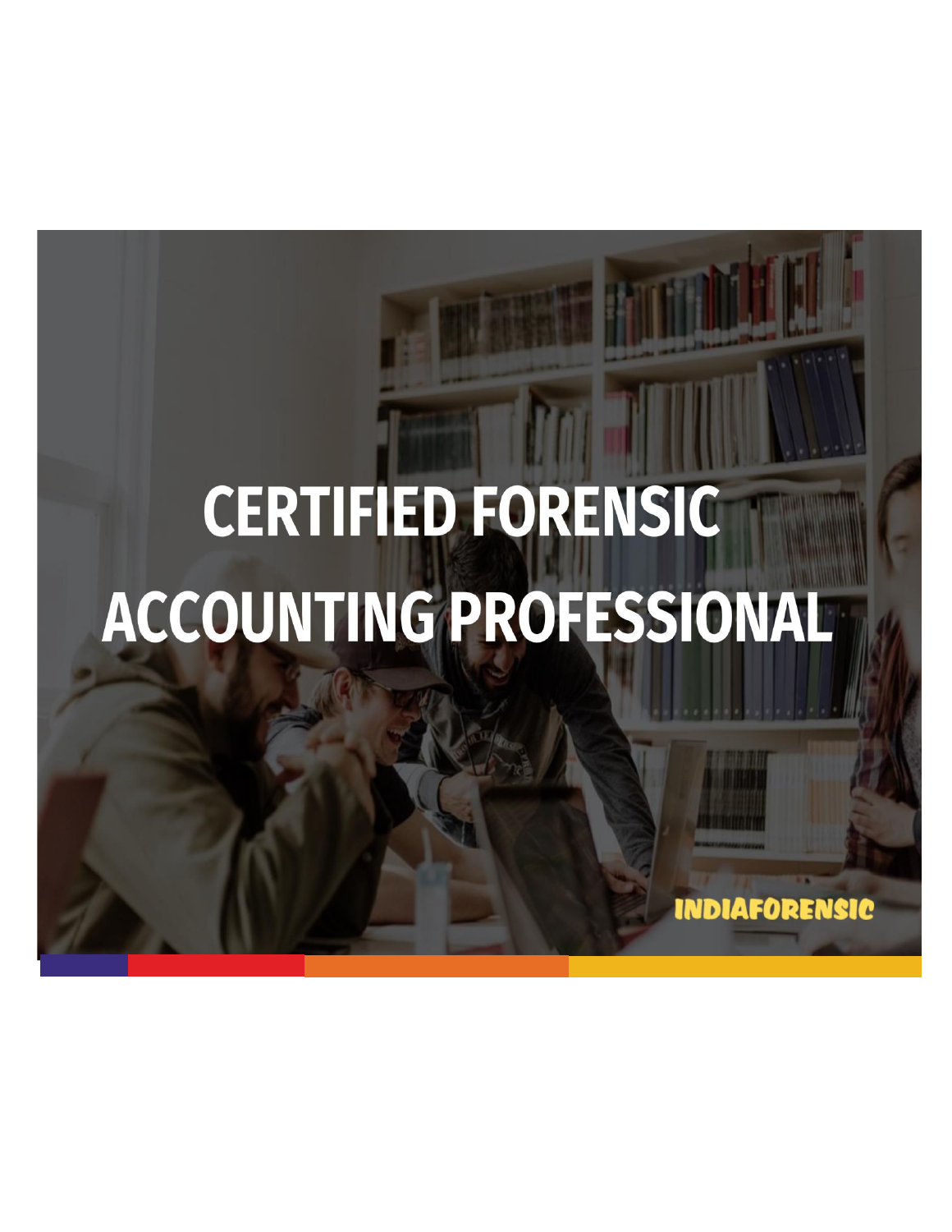# CERTIFIED FORENSIC ACCOUNTING PROFESSIONAL

INDIAFORENSIC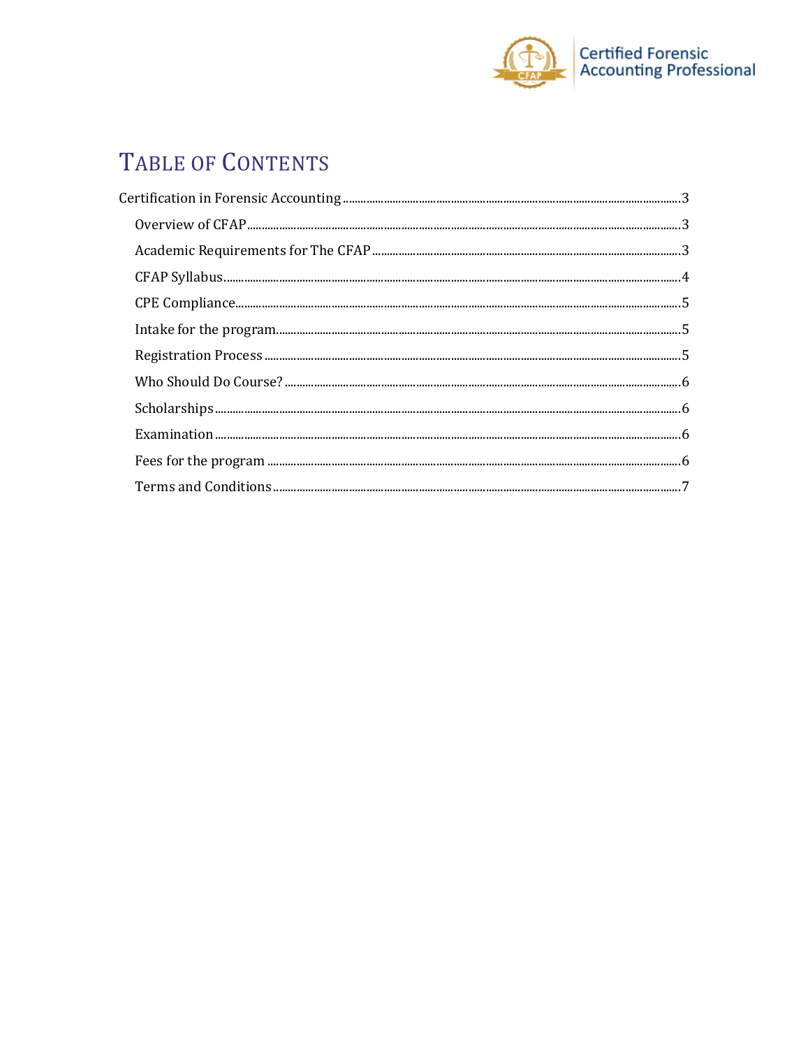# TABLE OF CONTENTS

Certification in Forensic Accounting ........................................................................ 3

- Overview of CFAP ........................................................................ 3
- Academic Requirements for The CFAP ........................................................................ 3
- CFAP Syllabus ........................................................................ 4
- CPE Compliance ........................................................................ 5
- Intake for the program ........................................................................ 5
- Registration Process ........................................................................ 5
- Who Should Do Course? ........................................................................ 6
- Scholarships ........................................................................ 6
- Examination ........................................................................ 6
- Fees for the program ........................................................................ 6
- Terms and Conditions ........................................................................ 7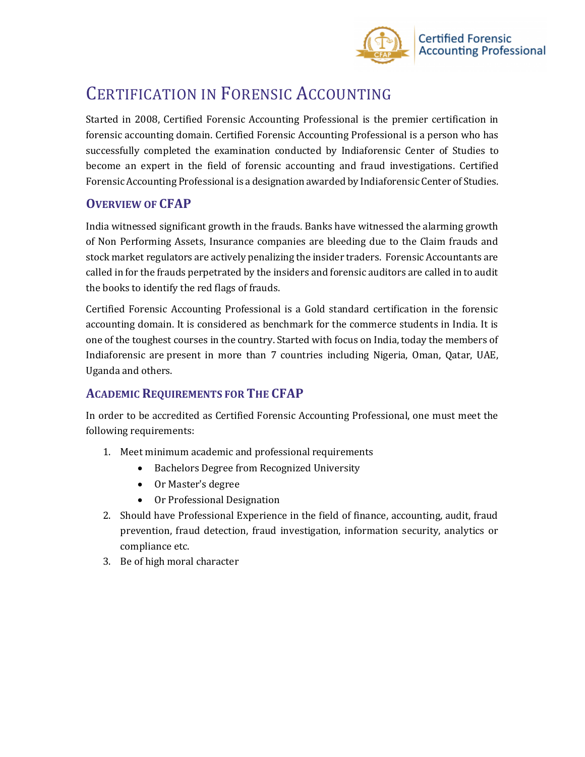# Certification in Forensic Accounting

Started in 2008, Certified Forensic Accounting Professional is the premier certification in forensic accounting domain. Certified Forensic Accounting Professional is a person who has successfully completed the examination conducted by Indiaforensic Center of Studies to become an expert in the field of forensic accounting and fraud investigations. Certified Forensic Accounting Professional is a designation awarded by Indiaforensic Center of Studies.

## Overview of CFAP

India witnessed significant growth in the frauds. Banks have witnessed the alarming growth of Non Performing Assets, Insurance companies are bleeding due to the Claim frauds and stock market regulators are actively penalizing the insider traders. Forensic Accountants are called in for the frauds perpetrated by the insiders and forensic auditors are called in to audit the books to identify the red flags of frauds.

Certified Forensic Accounting Professional is a Gold standard certification in the forensic accounting domain. It is considered as benchmark for the commerce students in India. It is one of the toughest courses in the country. Started with focus on India, today the members of Indiaforensic are present in more than 7 countries including Nigeria, Oman, Qatar, UAE, Uganda and others.

## Academic Requirements for The CFAP

In order to be accredited as Certified Forensic Accounting Professional, one must meet the following requirements:

1. Meet minimum academic and professional requirements
   - Bachelors Degree from Recognized University
   - Or Master's degree
   - Or Professional Designation
2. Should have Professional Experience in the field of finance, accounting, audit, fraud prevention, fraud detection, fraud investigation, information security, analytics or compliance etc.
3. Be of high moral character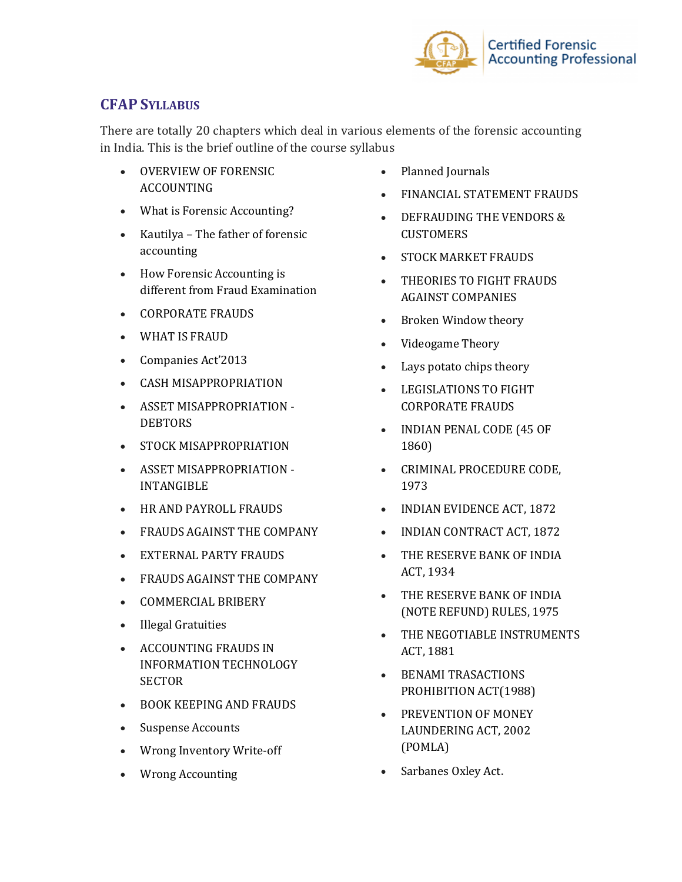## CFAP Syllabus

There are totally 20 chapters which deal in various elements of the forensic accounting in India. This is the brief outline of the course syllabus

- OVERVIEW OF FORENSIC ACCOUNTING
- What is Forensic Accounting?
- Kautilya – The father of forensic accounting
- How Forensic Accounting is different from Fraud Examination
- CORPORATE FRAUDS
- WHAT IS FRAUD
- Companies Act'2013
- CASH MISAPPROPRIATION
- ASSET MISAPPROPRIATION - DEBTORS
- STOCK MISAPPROPRIATION
- ASSET MISAPPROPRIATION - INTANGIBLE
- HR AND PAYROLL FRAUDS
- FRAUDS AGAINST THE COMPANY
- EXTERNAL PARTY FRAUDS
- FRAUDS AGAINST THE COMPANY
- COMMERCIAL BRIBERY
- Illegal Gratuities
- ACCOUNTING FRAUDS IN INFORMATION TECHNOLOGY SECTOR
- BOOK KEEPING AND FRAUDS
- Suspense Accounts
- Wrong Inventory Write-off
- Wrong Accounting
- Planned Journals
- FINANCIAL STATEMENT FRAUDS
- DEFRAUDING THE VENDORS & CUSTOMERS
- STOCK MARKET FRAUDS
- THEORIES TO FIGHT FRAUDS AGAINST COMPANIES
- Broken Window theory
- Videogame Theory
- Lays potato chips theory
- LEGISLATIONS TO FIGHT CORPORATE FRAUDS
- INDIAN PENAL CODE (45 OF 1860)
- CRIMINAL PROCEDURE CODE, 1973
- INDIAN EVIDENCE ACT, 1872
- INDIAN CONTRACT ACT, 1872
- THE RESERVE BANK OF INDIA ACT, 1934
- THE RESERVE BANK OF INDIA (NOTE REFUND) RULES, 1975
- THE NEGOTIABLE INSTRUMENTS ACT, 1881
- BENAMI TRASACTIONS PROHIBITION ACT(1988)
- PREVENTION OF MONEY LAUNDERING ACT, 2002 (POMLA)
- Sarbanes Oxley Act.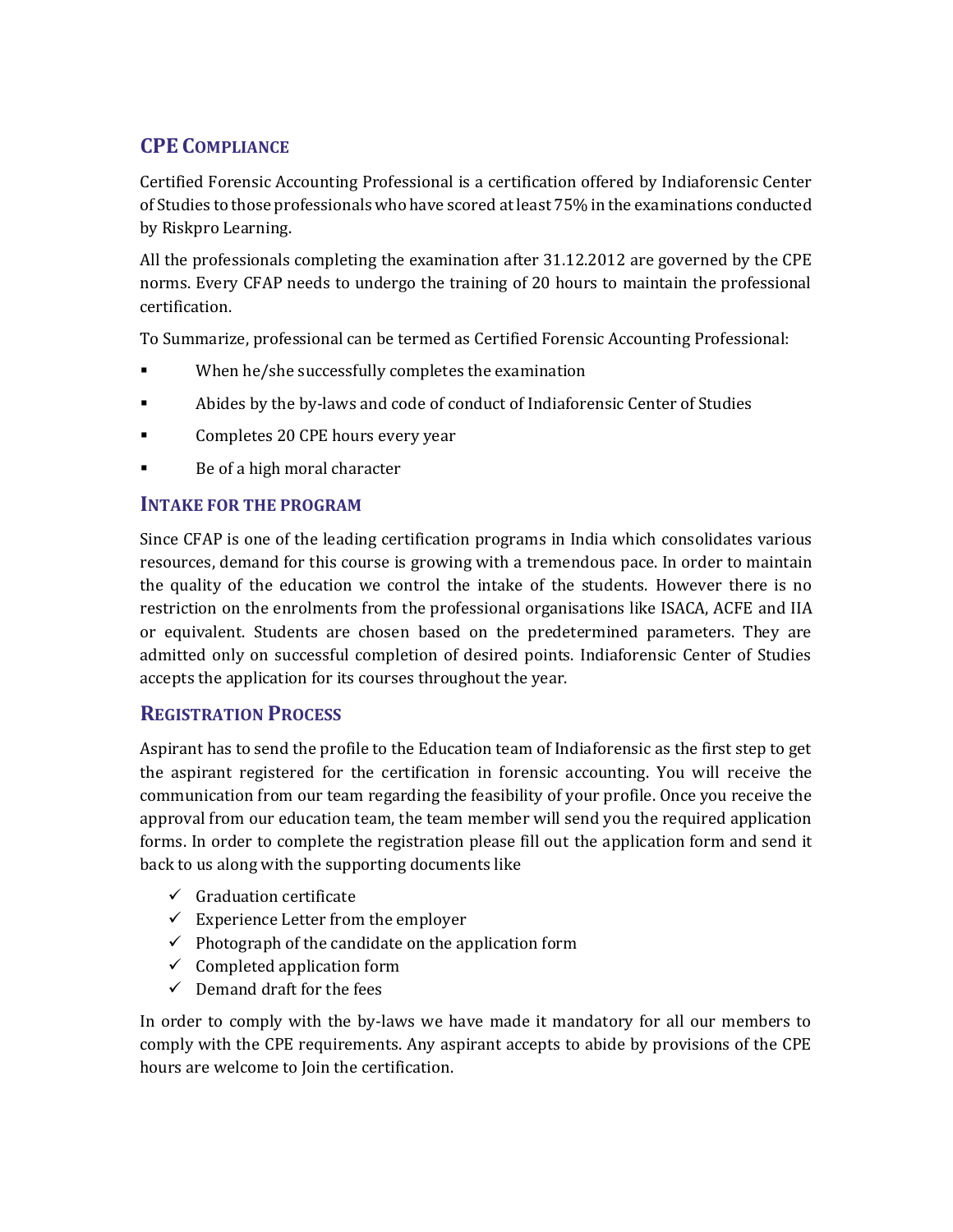## CPE Compliance

Certified Forensic Accounting Professional is a certification offered by Indiaforensic Center of Studies to those professionals who have scored at least 75% in the examinations conducted by Riskpro Learning.

All the professionals completing the examination after 31.12.2012 are governed by the CPE norms. Every CFAP needs to undergo the training of 20 hours to maintain the professional certification.

To Summarize, professional can be termed as Certified Forensic Accounting Professional:

- When he/she successfully completes the examination
- Abides by the by-laws and code of conduct of Indiaforensic Center of Studies
- Completes 20 CPE hours every year
- Be of a high moral character

## Intake for the Program

Since CFAP is one of the leading certification programs in India which consolidates various resources, demand for this course is growing with a tremendous pace. In order to maintain the quality of the education we control the intake of the students. However there is no restriction on the enrolments from the professional organisations like ISACA, ACFE and IIA or equivalent. Students are chosen based on the predetermined parameters. They are admitted only on successful completion of desired points. Indiaforensic Center of Studies accepts the application for its courses throughout the year.

## Registration Process

Aspirant has to send the profile to the Education team of Indiaforensic as the first step to get the aspirant registered for the certification in forensic accounting. You will receive the communication from our team regarding the feasibility of your profile. Once you receive the approval from our education team, the team member will send you the required application forms. In order to complete the registration please fill out the application form and send it back to us along with the supporting documents like

- ✓ Graduation certificate
- ✓ Experience Letter from the employer
- ✓ Photograph of the candidate on the application form
- ✓ Completed application form
- ✓ Demand draft for the fees

In order to comply with the by-laws we have made it mandatory for all our members to comply with the CPE requirements. Any aspirant accepts to abide by provisions of the CPE hours are welcome to Join the certification.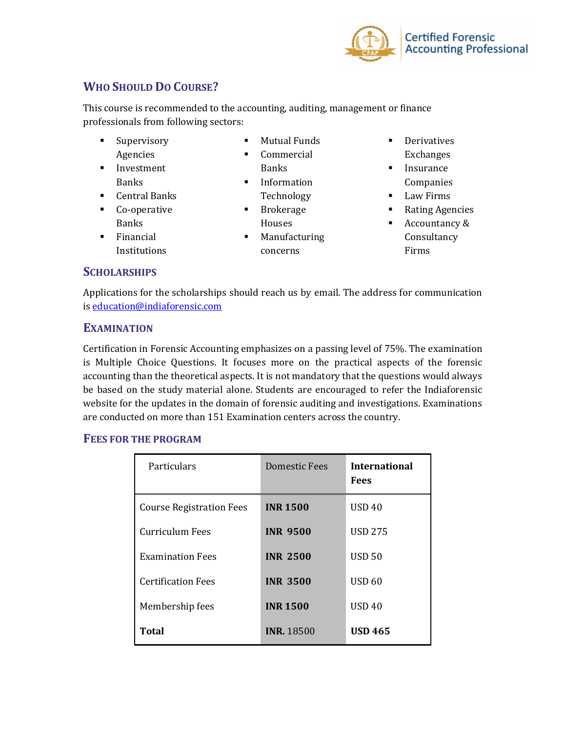## Who Should Do Course?

This course is recommended to the accounting, auditing, management or finance professionals from following sectors:

- Supervisory Agencies
- Investment Banks
- Central Banks
- Co-operative Banks
- Financial Institutions
- Mutual Funds
- Commercial Banks
- Information Technology
- Brokerage Houses
- Manufacturing concerns
- Derivatives Exchanges
- Insurance Companies
- Law Firms
- Rating Agencies
- Accountancy & Consultancy Firms

## Scholarships

Applications for the scholarships should reach us by email. The address for communication is education@indiaforensic.com

## Examination

Certification in Forensic Accounting emphasizes on a passing level of 75%. The examination is Multiple Choice Questions. It focuses more on the practical aspects of the forensic accounting than the theoretical aspects. It is not mandatory that the questions would always be based on the study material alone. Students are encouraged to refer the Indiaforensic website for the updates in the domain of forensic auditing and investigations. Examinations are conducted on more than 151 Examination centers across the country.

## Fees for the Program

| Particulars | Domestic Fees | **International Fees** |
|---|---|---|
| Course Registration Fees | **INR 1500** | USD 40 |
| Curriculum Fees | **INR 9500** | USD 275 |
| Examination Fees | **INR 2500** | USD 50 |
| Certification Fees | **INR 3500** | USD 60 |
| Membership fees | **INR 1500** | USD 40 |
| **Total** | **INR.** 18500 | **USD 465** |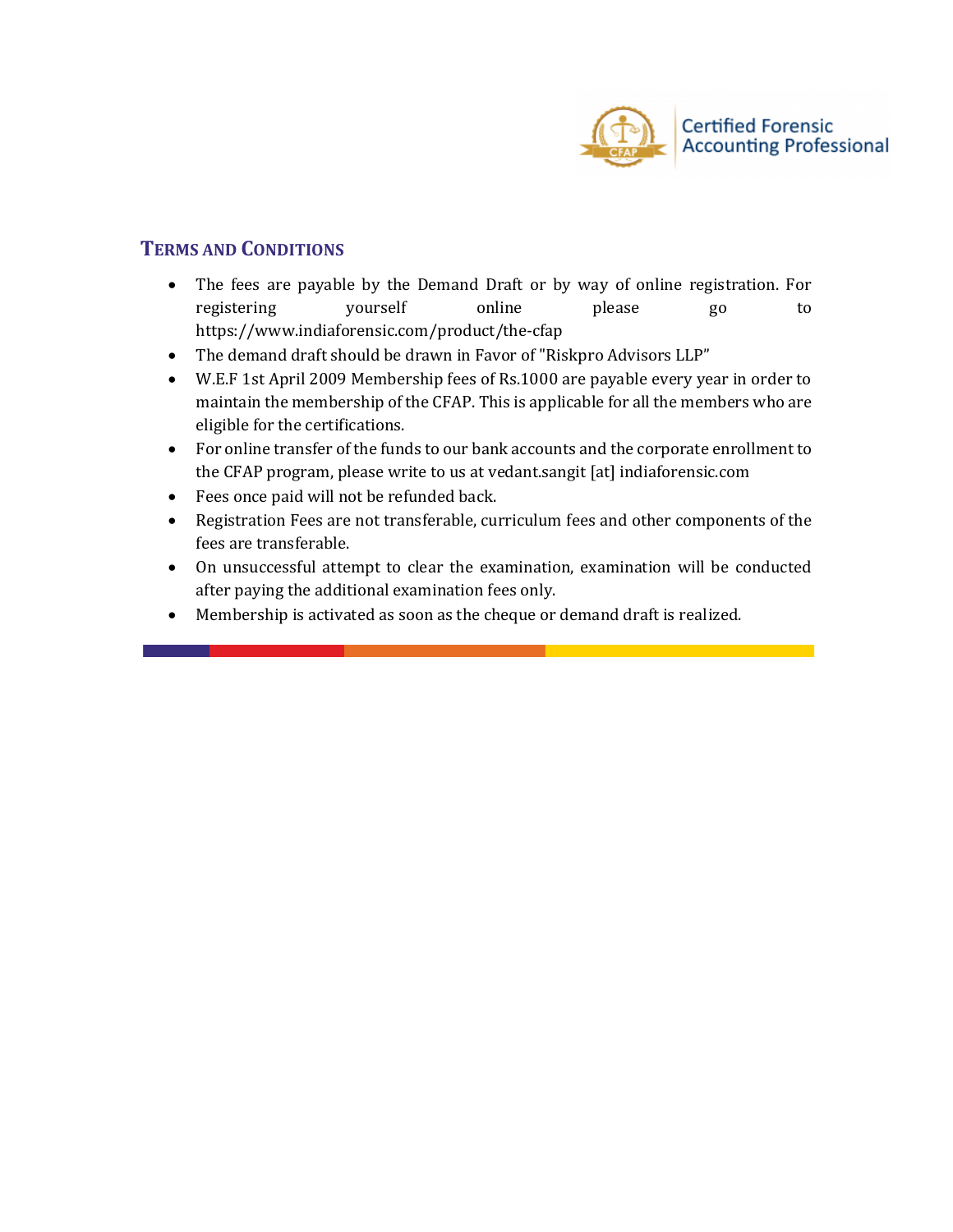## Terms and Conditions

- The fees are payable by the Demand Draft or by way of online registration. For registering yourself online please go to https://www.indiaforensic.com/product/the-cfap
- The demand draft should be drawn in Favor of "Riskpro Advisors LLP"
- W.E.F 1st April 2009 Membership fees of Rs.1000 are payable every year in order to maintain the membership of the CFAP. This is applicable for all the members who are eligible for the certifications.
- For online transfer of the funds to our bank accounts and the corporate enrollment to the CFAP program, please write to us at vedant.sangit [at] indiaforensic.com
- Fees once paid will not be refunded back.
- Registration Fees are not transferable, curriculum fees and other components of the fees are transferable.
- On unsuccessful attempt to clear the examination, examination will be conducted after paying the additional examination fees only.
- Membership is activated as soon as the cheque or demand draft is realized.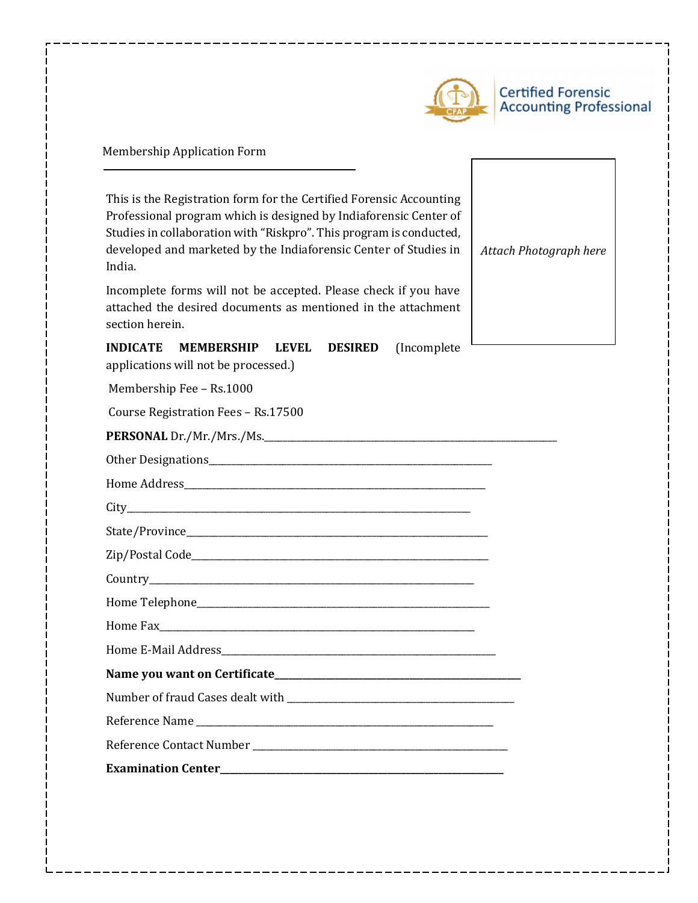Certified Forensic Accounting Professional

Membership Application Form

*Attach Photograph here*

This is the Registration form for the Certified Forensic Accounting Professional program which is designed by Indiaforensic Center of Studies in collaboration with "Riskpro". This program is conducted, developed and marketed by the Indiaforensic Center of Studies in India.

Incomplete forms will not be accepted. Please check if you have attached the desired documents as mentioned in the attachment section herein.

**INDICATE MEMBERSHIP LEVEL DESIRED** (Incomplete applications will not be processed.)

Membership Fee – Rs.1000

Course Registration Fees – Rs.17500

**PERSONAL** Dr./Mr./Mrs./Ms.______________________________

Other Designations______________________________

Home Address______________________________

City______________________________

State/Province______________________________

Zip/Postal Code______________________________

Country______________________________

Home Telephone______________________________

Home Fax______________________________

Home E-Mail Address______________________________

**Name you want on Certificate______________________________**

Number of fraud Cases dealt with ______________________________

Reference Name ______________________________

Reference Contact Number ______________________________

**Examination Center______________________________**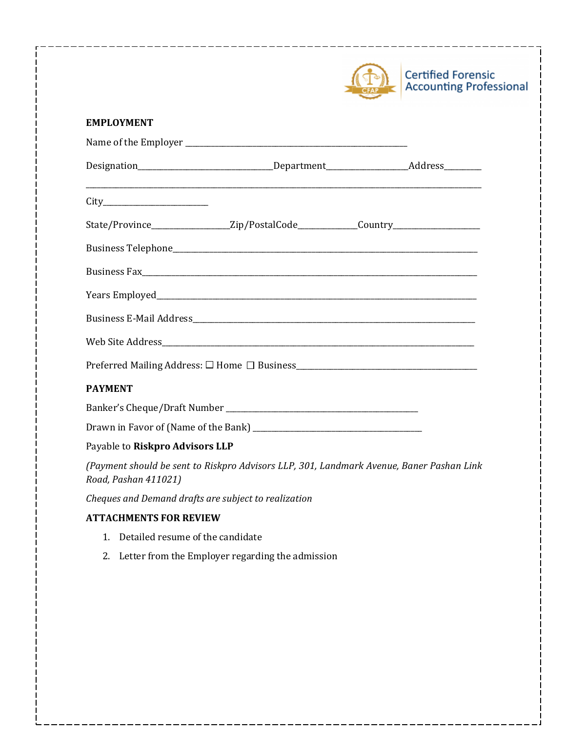Certified Forensic Accounting Professional

**EMPLOYMENT**

Name of the Employer ____________________________________________

Designation__________________________Department________________Address________

______________________________________________________________________________

City______________________

State/Province________________Zip/PostalCode_____________Country__________________

Business Telephone____________________________________________________________

Business Fax_________________________________________________________________

Years Employed_______________________________________________________________

Business E-Mail Address_______________________________________________________

Web Site Address_____________________________________________________________

Preferred Mailing Address: ☐ Home ☐ Business___________________________________

**PAYMENT**

Banker's Cheque/Draft Number ______________________________________

Drawn in Favor of (Name of the Bank) ________________________________

Payable to **Riskpro Advisors LLP**

*(Payment should be sent to Riskpro Advisors LLP, 301, Landmark Avenue, Baner Pashan Link Road, Pashan 411021)*

*Cheques and Demand drafts are subject to realization*

**ATTACHMENTS FOR REVIEW**

1. Detailed resume of the candidate
2. Letter from the Employer regarding the admission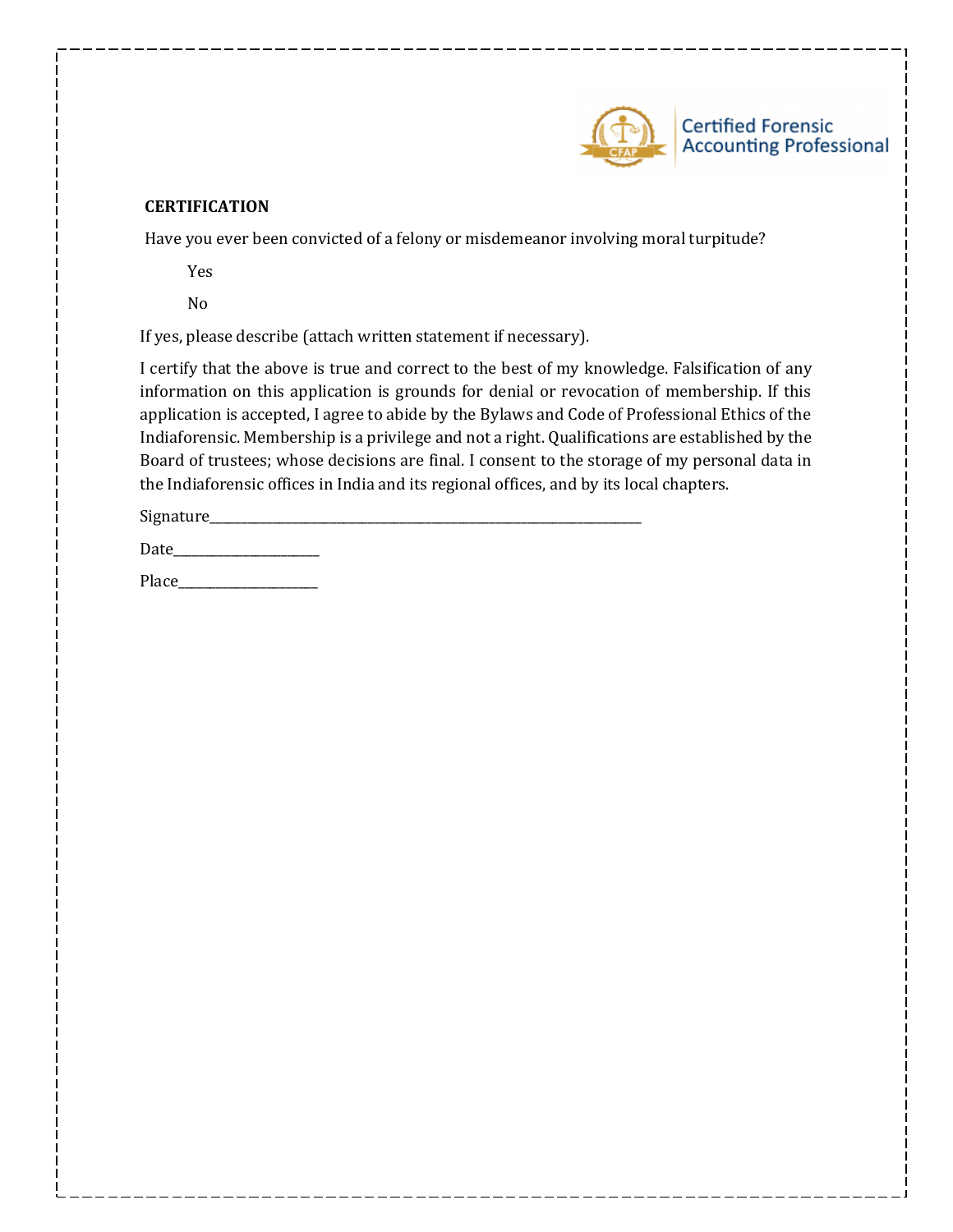Certified Forensic Accounting Professional

**CERTIFICATION**

Have you ever been convicted of a felony or misdemeanor involving moral turpitude?

Yes

No

If yes, please describe (attach written statement if necessary).

I certify that the above is true and correct to the best of my knowledge. Falsification of any information on this application is grounds for denial or revocation of membership. If this application is accepted, I agree to abide by the Bylaws and Code of Professional Ethics of the Indiaforensic. Membership is a privilege and not a right. Qualifications are established by the Board of trustees; whose decisions are final. I consent to the storage of my personal data in the Indiaforensic offices in India and its regional offices, and by its local chapters.

Signature_______________________________________________

Date____________________

Place___________________